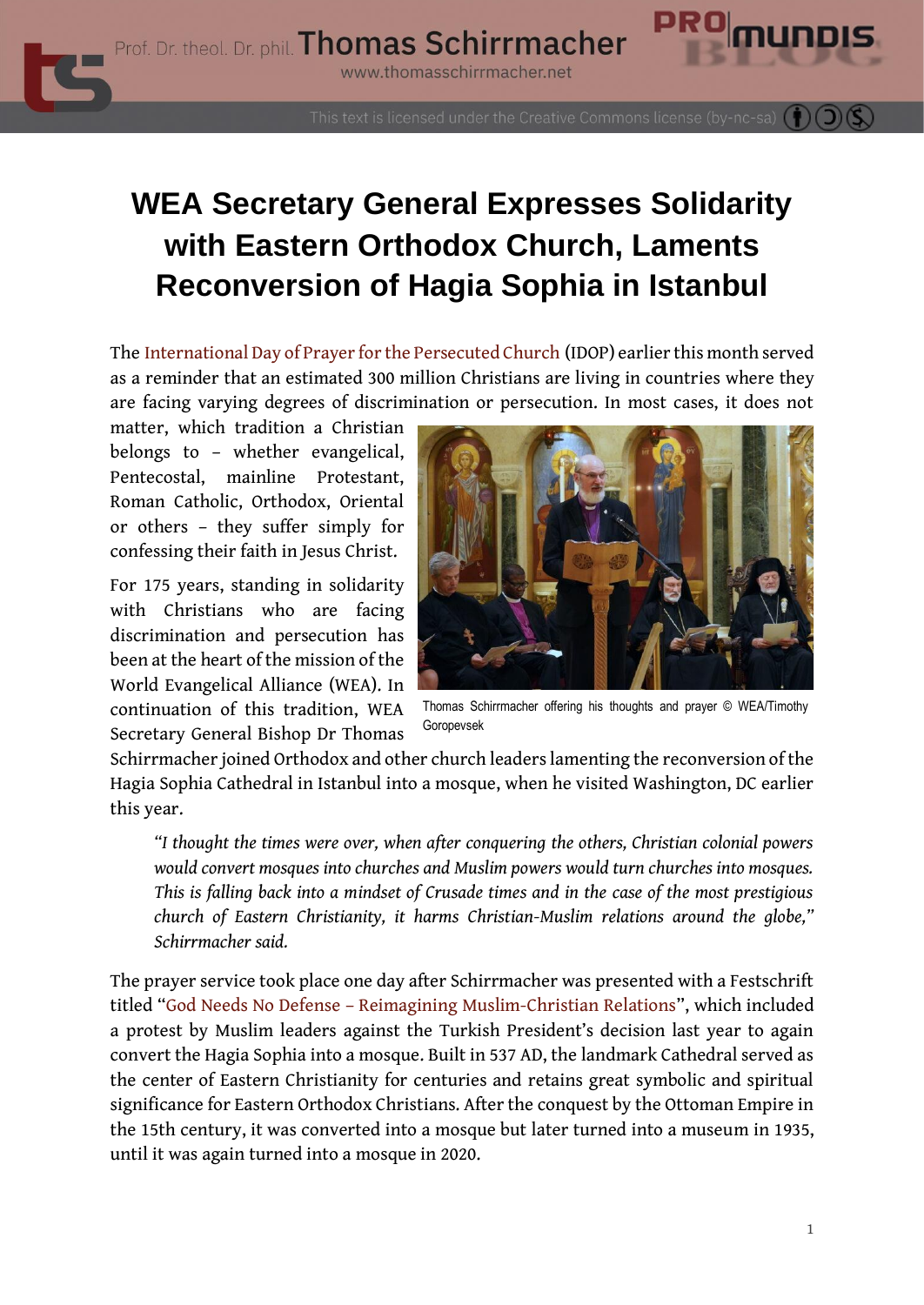# WEA Secretary General Expresses Solidarity with Eastern Orthodox Church, Laments Reconversion of Hagia Sophia in Istanbul

The International Day of Prayer for the Persecuted Church (IDOP) earlier this month served as a reminder that an estimated 300 million Christians are living in countries where they are facing varying degrees of discrimination or persecution. In most cases, it does not matter, which tradition a Christian belongs to – whether evangelical, Pentecostal, mainline Protestant, Roman Catholic, Orthodox, Oriental or others – they suffer simply for confessing their faith in Jesus Christ.

For 175 years, standing in solidarity with Christians who are facing discrimination and persecution has been at the heart of the mission of the World Evangelical Alliance (WEA). In continuation of this tradition, WEA Secretary General Bishop Dr Thomas Schirrmacher joined Orthodox and other church leaders lamenting the reconversion of the Hagia Sophia Cathedral in Istanbul into a mosque, when he visited Washington, DC earlier this year.

Thomas Schirrmacher offering his thoughts and prayer © WEA/Timothy Goropevsek

> *"I thought the times were over, when after conquering the others, Christian colonial powers would convert mosques into churches and Muslim powers would turn churches into mosques. This is falling back into a mindset of Crusade times and in the case of the most prestigious church of Eastern Christianity, it harms Christian-Muslim relations around the globe," Schirrmacher said.*

The prayer service took place one day after Schirrmacher was presented with a Festschrift titled "God Needs No Defense – Reimagining Muslim-Christian Relations", which included a protest by Muslim leaders against the Turkish President's decision last year to again convert the Hagia Sophia into a mosque. Built in 537 AD, the landmark Cathedral served as the center of Eastern Christianity for centuries and retains great symbolic and spiritual significance for Eastern Orthodox Christians. After the conquest by the Ottoman Empire in the 15th century, it was converted into a mosque but later turned into a museum in 1935, until it was again turned into a mosque in 2020.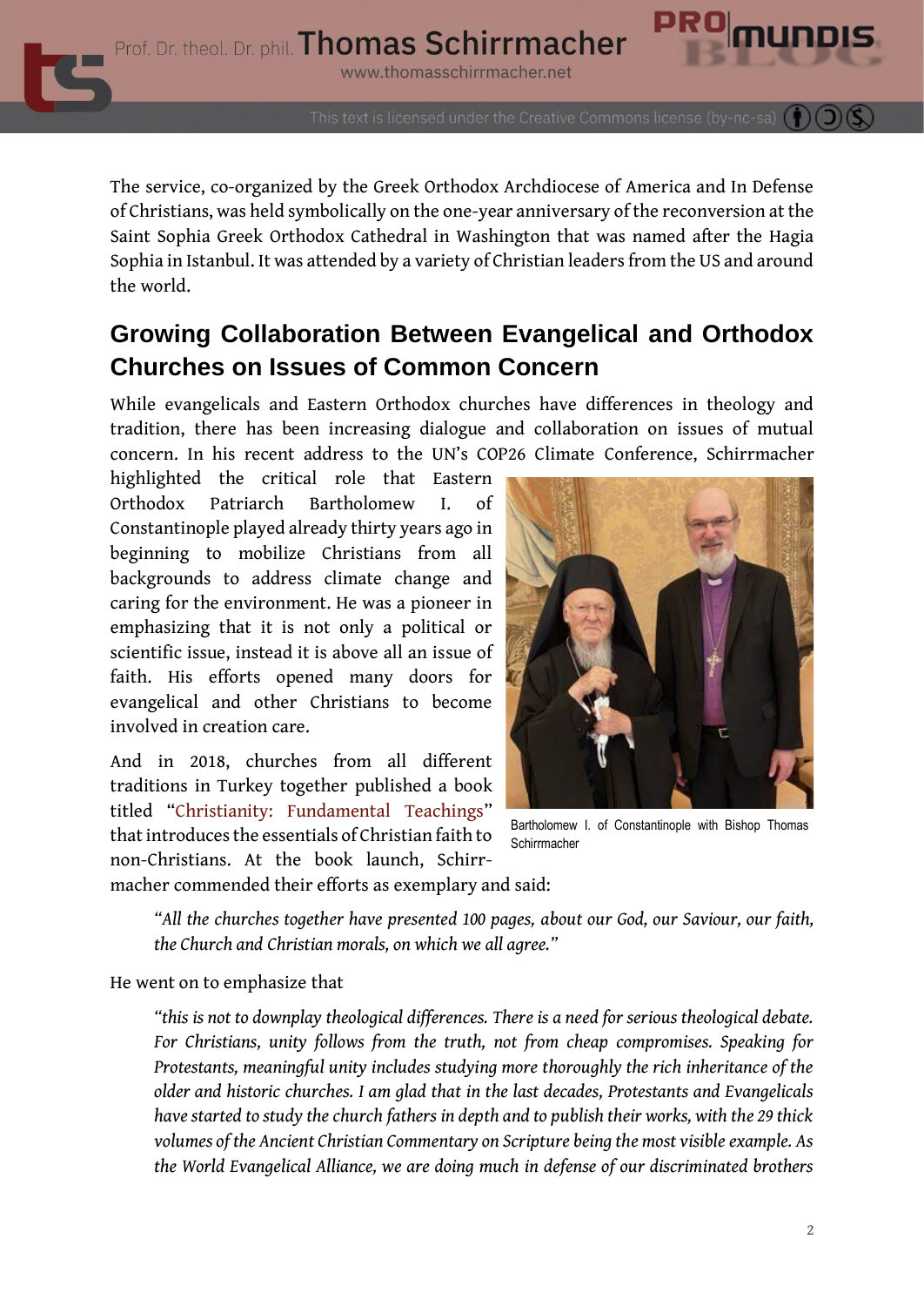The service, co-organized by the Greek Orthodox Archdiocese of America and In Defense of Christians, was held symbolically on the one-year anniversary of the reconversion at the Saint Sophia Greek Orthodox Cathedral in Washington that was named after the Hagia Sophia in Istanbul. It was attended by a variety of Christian leaders from the US and around the world.

## Growing Collaboration Between Evangelical and Orthodox Churches on Issues of Common Concern

While evangelicals and Eastern Orthodox churches have differences in theology and tradition, there has been increasing dialogue and collaboration on issues of mutual concern. In his recent address to the UN's COP26 Climate Conference, Schirrmacher highlighted the critical role that Eastern Orthodox Patriarch Bartholomew I. of Constantinople played already thirty years ago in beginning to mobilize Christians from all backgrounds to address climate change and caring for the environment. He was a pioneer in emphasizing that it is not only a political or scientific issue, instead it is above all an issue of faith. His efforts opened many doors for evangelical and other Christians to become involved in creation care.

Bartholomew I. of Constantinople with Bishop Thomas Schirrmacher

And in 2018, churches from all different traditions in Turkey together published a book titled "Christianity: Fundamental Teachings" that introduces the essentials of Christian faith to non-Christians. At the book launch, Schirrmacher commended their efforts as exemplary and said:

> *"All the churches together have presented 100 pages, about our God, our Saviour, our faith, the Church and Christian morals, on which we all agree."*

He went on to emphasize that

> *"this is not to downplay theological differences. There is a need for serious theological debate. For Christians, unity follows from the truth, not from cheap compromises. Speaking for Protestants, meaningful unity includes studying more thoroughly the rich inheritance of the older and historic churches. I am glad that in the last decades, Protestants and Evangelicals have started to study the church fathers in depth and to publish their works, with the 29 thick volumes of the Ancient Christian Commentary on Scripture being the most visible example. As the World Evangelical Alliance, we are doing much in defense of our discriminated brothers*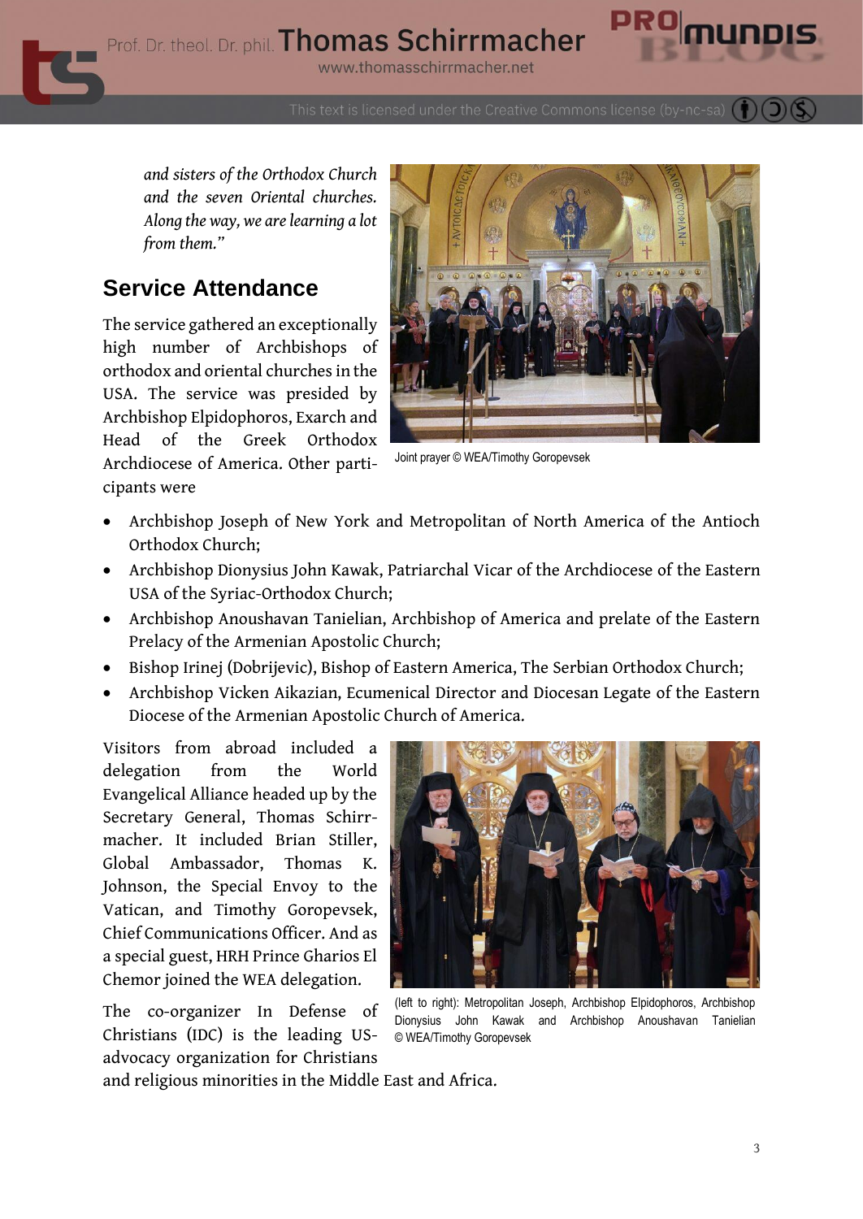*and sisters of the Orthodox Church and the seven Oriental churches. Along the way, we are learning a lot from them."*

## Service Attendance

The service gathered an exceptionally high number of Archbishops of orthodox and oriental churches in the USA. The service was presided by Archbishop Elpidophoros, Exarch and Head of the Greek Orthodox Archdiocese of America. Other participants were

Joint prayer © WEA/Timothy Goropevsek

- Archbishop Joseph of New York and Metropolitan of North America of the Antioch Orthodox Church;
- Archbishop Dionysius John Kawak, Patriarchal Vicar of the Archdiocese of the Eastern USA of the Syriac-Orthodox Church;
- Archbishop Anoushavan Tanielian, Archbishop of America and prelate of the Eastern Prelacy of the Armenian Apostolic Church;
- Bishop Irinej (Dobrijevic), Bishop of Eastern America, The Serbian Orthodox Church;
- Archbishop Vicken Aikazian, Ecumenical Director and Diocesan Legate of the Eastern Diocese of the Armenian Apostolic Church of America.

Visitors from abroad included a delegation from the World Evangelical Alliance headed up by the Secretary General, Thomas Schirrmacher. It included Brian Stiller, Global Ambassador, Thomas K. Johnson, the Special Envoy to the Vatican, and Timothy Goropevsek, Chief Communications Officer. And as a special guest, HRH Prince Gharios El Chemor joined the WEA delegation.

(left to right): Metropolitan Joseph, Archbishop Elpidophoros, Archbishop Dionysius John Kawak and Archbishop Anoushavan Tanielian © WEA/Timothy Goropevsek

The co-organizer In Defense of Christians (IDC) is the leading US-advocacy organization for Christians and religious minorities in the Middle East and Africa.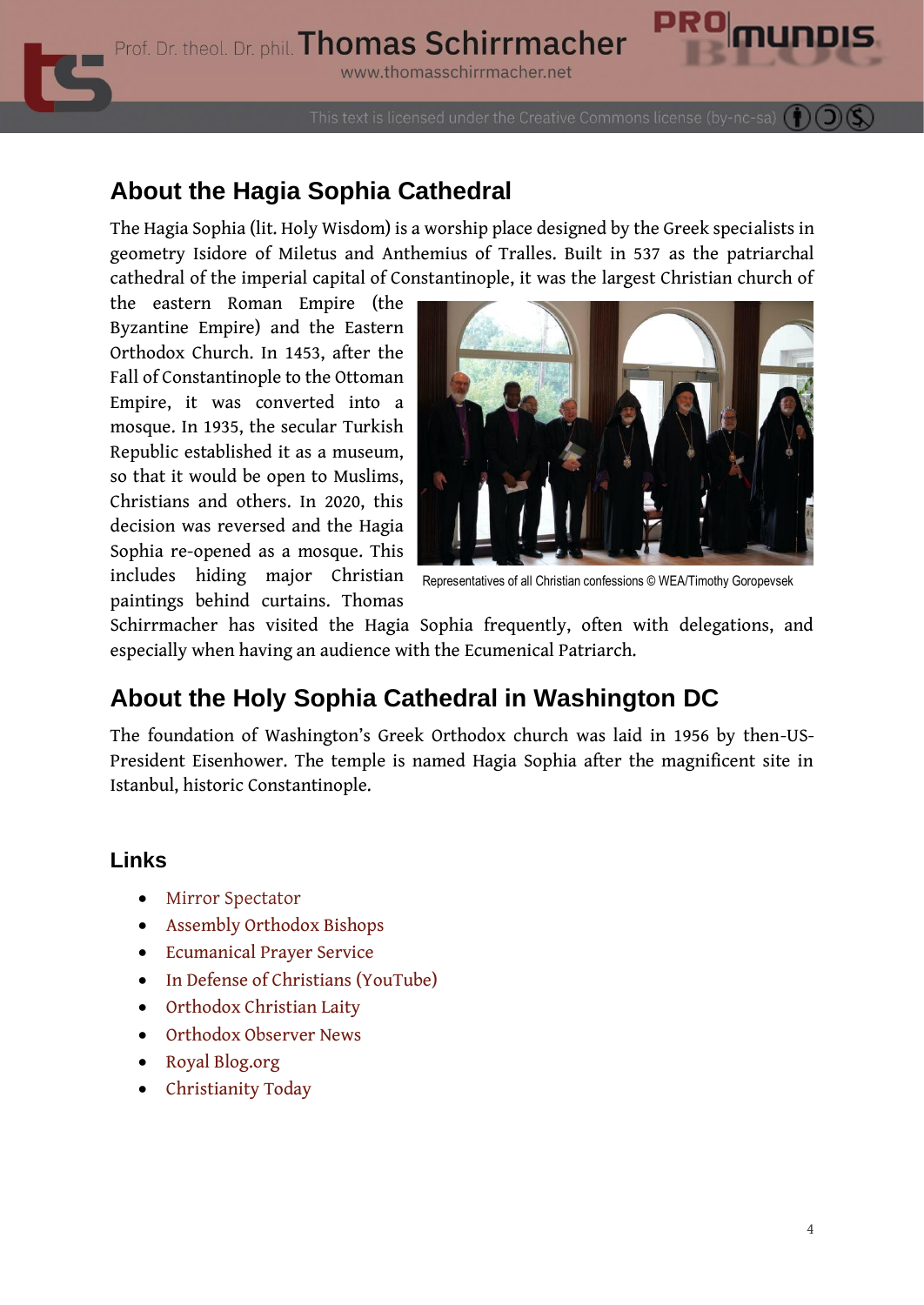## About the Hagia Sophia Cathedral

The Hagia Sophia (lit. Holy Wisdom) is a worship place designed by the Greek specialists in geometry Isidore of Miletus and Anthemius of Tralles. Built in 537 as the patriarchal cathedral of the imperial capital of Constantinople, it was the largest Christian church of the eastern Roman Empire (the Byzantine Empire) and the Eastern Orthodox Church. In 1453, after the Fall of Constantinople to the Ottoman Empire, it was converted into a mosque. In 1935, the secular Turkish Republic established it as a museum, so that it would be open to Muslims, Christians and others. In 2020, this decision was reversed and the Hagia Sophia re-opened as a mosque. This includes hiding major Christian paintings behind curtains. Thomas Schirrmacher has visited the Hagia Sophia frequently, often with delegations, and especially when having an audience with the Ecumenical Patriarch.

Representatives of all Christian confessions © WEA/Timothy Goropevsek

## About the Holy Sophia Cathedral in Washington DC

The foundation of Washington's Greek Orthodox church was laid in 1956 by then-US-President Eisenhower. The temple is named Hagia Sophia after the magnificent site in Istanbul, historic Constantinople.

### Links

- Mirror Spectator
- Assembly Orthodox Bishops
- Ecumanical Prayer Service
- In Defense of Christians (YouTube)
- Orthodox Christian Laity
- Orthodox Observer News
- Royal Blog.org
- Christianity Today